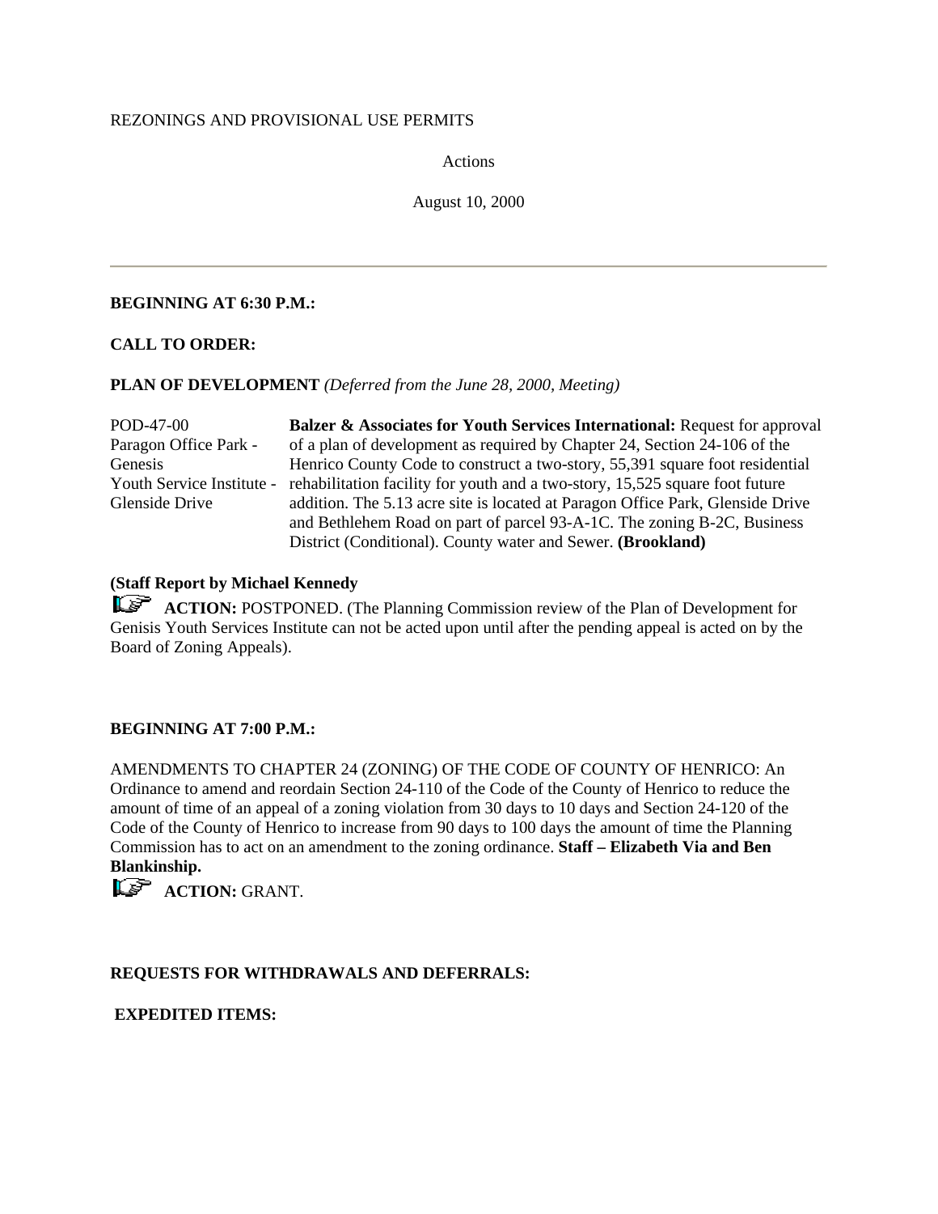REZONINGS AND PROVISIONAL USE PERMITS

Actions

August 10, 2000

---

**BEGINNING AT 6:30 P.M.:**

**CALL TO ORDER:**

**PLAN OF DEVELOPMENT** *(Deferred from the June 28, 2000, Meeting)*

| | |
|---|---|
| POD-47-00 Paragon Office Park - Genesis Youth Service Institute - Glenside Drive | **Balzer & Associates for Youth Services International:** Request for approval of a plan of development as required by Chapter 24, Section 24-106 of the Henrico County Code to construct a two-story, 55,391 square foot residential rehabilitation facility for youth and a two-story, 15,525 square foot future addition. The 5.13 acre site is located at Paragon Office Park, Glenside Drive and Bethlehem Road on part of parcel 93-A-1C. The zoning B-2C, Business District (Conditional). County water and Sewer. **(Brookland)** |

**(Staff Report by Michael Kennedy**

**ACTION:** POSTPONED. (The Planning Commission review of the Plan of Development for Genisis Youth Services Institute can not be acted upon until after the pending appeal is acted on by the Board of Zoning Appeals).

**BEGINNING AT 7:00 P.M.:**

AMENDMENTS TO CHAPTER 24 (ZONING) OF THE CODE OF COUNTY OF HENRICO: An Ordinance to amend and reordain Section 24-110 of the Code of the County of Henrico to reduce the amount of time of an appeal of a zoning violation from 30 days to 10 days and Section 24-120 of the Code of the County of Henrico to increase from 90 days to 100 days the amount of time the Planning Commission has to act on an amendment to the zoning ordinance. **Staff – Elizabeth Via and Ben Blankinship.**

**ACTION:** GRANT.

**REQUESTS FOR WITHDRAWALS AND DEFERRALS:**

**EXPEDITED ITEMS:**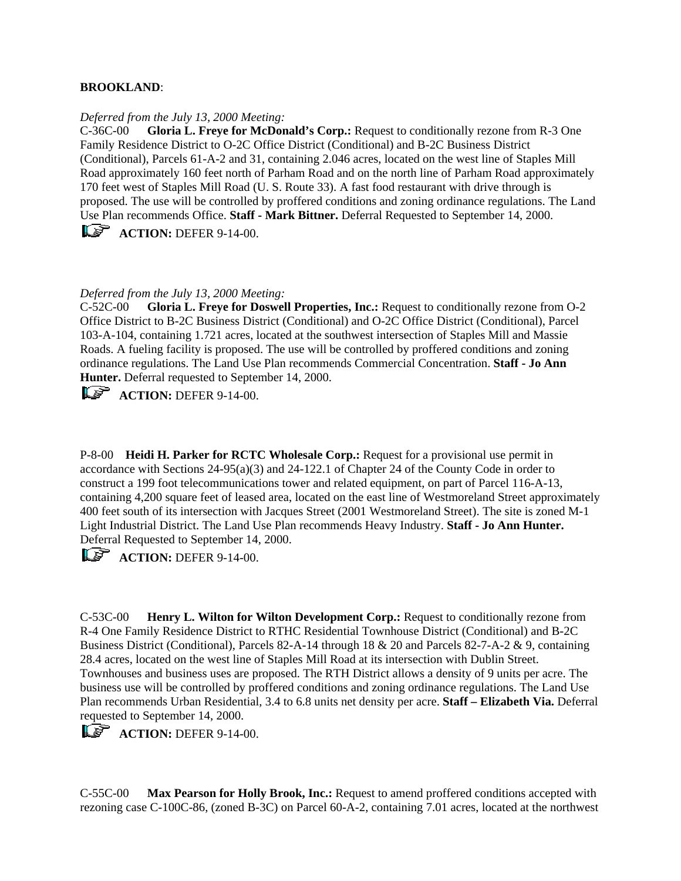**BROOKLAND**:

*Deferred from the July 13, 2000 Meeting:*
C-36C-00 **Gloria L. Freye for McDonald's Corp.:** Request to conditionally rezone from R-3 One Family Residence District to O-2C Office District (Conditional) and B-2C Business District (Conditional), Parcels 61-A-2 and 31, containing 2.046 acres, located on the west line of Staples Mill Road approximately 160 feet north of Parham Road and on the north line of Parham Road approximately 170 feet west of Staples Mill Road (U. S. Route 33). A fast food restaurant with drive through is proposed. The use will be controlled by proffered conditions and zoning ordinance regulations. The Land Use Plan recommends Office. **Staff - Mark Bittner.** Deferral Requested to September 14, 2000.

**ACTION:** DEFER 9-14-00.

*Deferred from the July 13, 2000 Meeting:*
C-52C-00 **Gloria L. Freye for Doswell Properties, Inc.:** Request to conditionally rezone from O-2 Office District to B-2C Business District (Conditional) and O-2C Office District (Conditional), Parcel 103-A-104, containing 1.721 acres, located at the southwest intersection of Staples Mill and Massie Roads. A fueling facility is proposed. The use will be controlled by proffered conditions and zoning ordinance regulations. The Land Use Plan recommends Commercial Concentration. **Staff - Jo Ann Hunter.** Deferral requested to September 14, 2000.

**ACTION:** DEFER 9-14-00.

P-8-00 **Heidi H. Parker for RCTC Wholesale Corp.:** Request for a provisional use permit in accordance with Sections 24-95(a)(3) and 24-122.1 of Chapter 24 of the County Code in order to construct a 199 foot telecommunications tower and related equipment, on part of Parcel 116-A-13, containing 4,200 square feet of leased area, located on the east line of Westmoreland Street approximately 400 feet south of its intersection with Jacques Street (2001 Westmoreland Street). The site is zoned M-1 Light Industrial District. The Land Use Plan recommends Heavy Industry. **Staff - Jo Ann Hunter.** Deferral Requested to September 14, 2000.

**ACTION:** DEFER 9-14-00.

C-53C-00 **Henry L. Wilton for Wilton Development Corp.:** Request to conditionally rezone from R-4 One Family Residence District to RTHC Residential Townhouse District (Conditional) and B-2C Business District (Conditional), Parcels 82-A-14 through 18 & 20 and Parcels 82-7-A-2 & 9, containing 28.4 acres, located on the west line of Staples Mill Road at its intersection with Dublin Street. Townhouses and business uses are proposed. The RTH District allows a density of 9 units per acre. The business use will be controlled by proffered conditions and zoning ordinance regulations. The Land Use Plan recommends Urban Residential, 3.4 to 6.8 units net density per acre. **Staff – Elizabeth Via.** Deferral requested to September 14, 2000.

**ACTION:** DEFER 9-14-00.

C-55C-00 **Max Pearson for Holly Brook, Inc.:** Request to amend proffered conditions accepted with rezoning case C-100C-86, (zoned B-3C) on Parcel 60-A-2, containing 7.01 acres, located at the northwest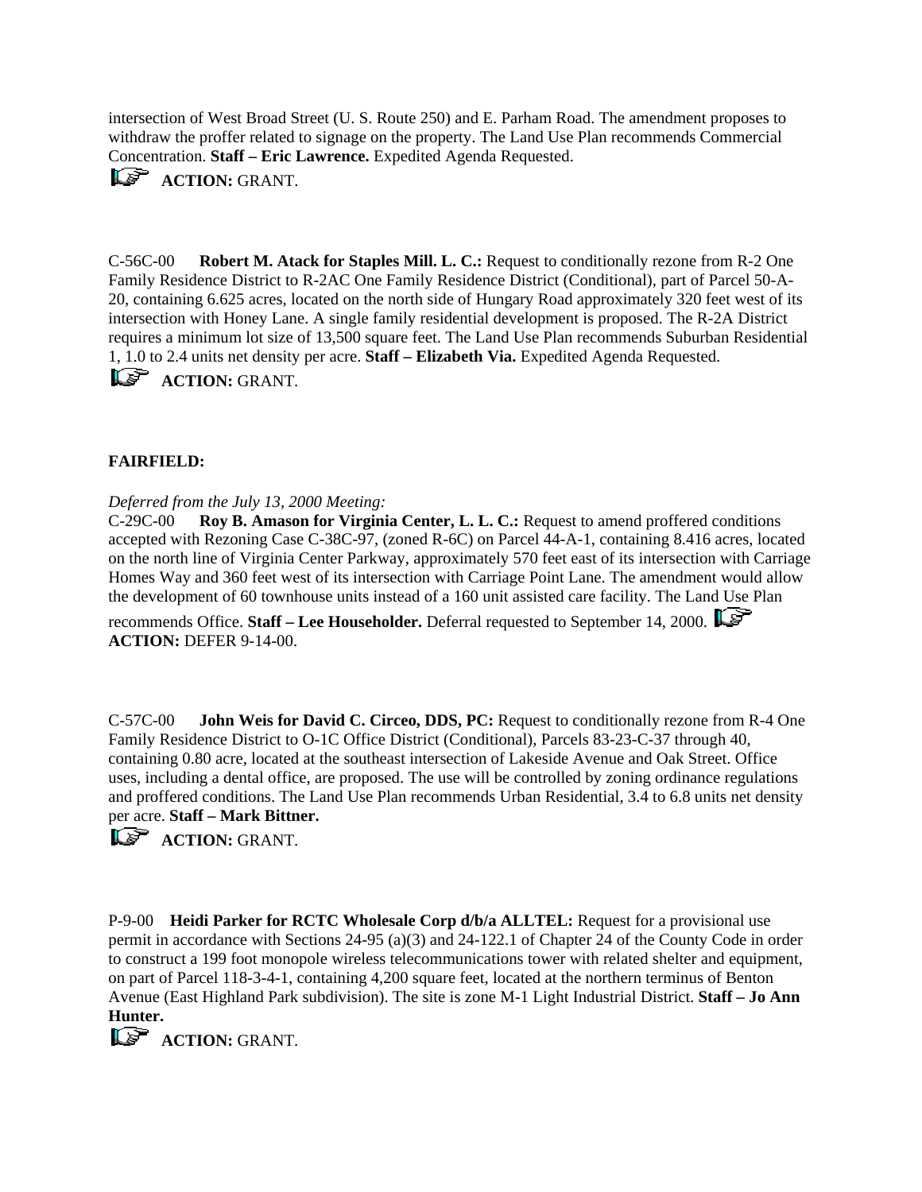intersection of West Broad Street (U. S. Route 250) and E. Parham Road. The amendment proposes to withdraw the proffer related to signage on the property. The Land Use Plan recommends Commercial Concentration. **Staff – Eric Lawrence.** Expedited Agenda Requested.

**ACTION:** GRANT.

C-56C-00 **Robert M. Atack for Staples Mill. L. C.:** Request to conditionally rezone from R-2 One Family Residence District to R-2AC One Family Residence District (Conditional), part of Parcel 50-A-20, containing 6.625 acres, located on the north side of Hungary Road approximately 320 feet west of its intersection with Honey Lane. A single family residential development is proposed. The R-2A District requires a minimum lot size of 13,500 square feet. The Land Use Plan recommends Suburban Residential 1, 1.0 to 2.4 units net density per acre. **Staff – Elizabeth Via.** Expedited Agenda Requested.

**ACTION:** GRANT.

**FAIRFIELD:**

*Deferred from the July 13, 2000 Meeting:*
C-29C-00 **Roy B. Amason for Virginia Center, L. L. C.:** Request to amend proffered conditions accepted with Rezoning Case C-38C-97, (zoned R-6C) on Parcel 44-A-1, containing 8.416 acres, located on the north line of Virginia Center Parkway, approximately 570 feet east of its intersection with Carriage Homes Way and 360 feet west of its intersection with Carriage Point Lane. The amendment would allow the development of 60 townhouse units instead of a 160 unit assisted care facility. The Land Use Plan recommends Office. **Staff – Lee Householder.** Deferral requested to September 14, 2000.
**ACTION:** DEFER 9-14-00.

C-57C-00 **John Weis for David C. Circeo, DDS, PC:** Request to conditionally rezone from R-4 One Family Residence District to O-1C Office District (Conditional), Parcels 83-23-C-37 through 40, containing 0.80 acre, located at the southeast intersection of Lakeside Avenue and Oak Street. Office uses, including a dental office, are proposed. The use will be controlled by zoning ordinance regulations and proffered conditions. The Land Use Plan recommends Urban Residential, 3.4 to 6.8 units net density per acre. **Staff – Mark Bittner.**

**ACTION:** GRANT.

P-9-00 **Heidi Parker for RCTC Wholesale Corp d/b/a ALLTEL:** Request for a provisional use permit in accordance with Sections 24-95 (a)(3) and 24-122.1 of Chapter 24 of the County Code in order to construct a 199 foot monopole wireless telecommunications tower with related shelter and equipment, on part of Parcel 118-3-4-1, containing 4,200 square feet, located at the northern terminus of Benton Avenue (East Highland Park subdivision). The site is zone M-1 Light Industrial District. **Staff – Jo Ann Hunter.**

**ACTION:** GRANT.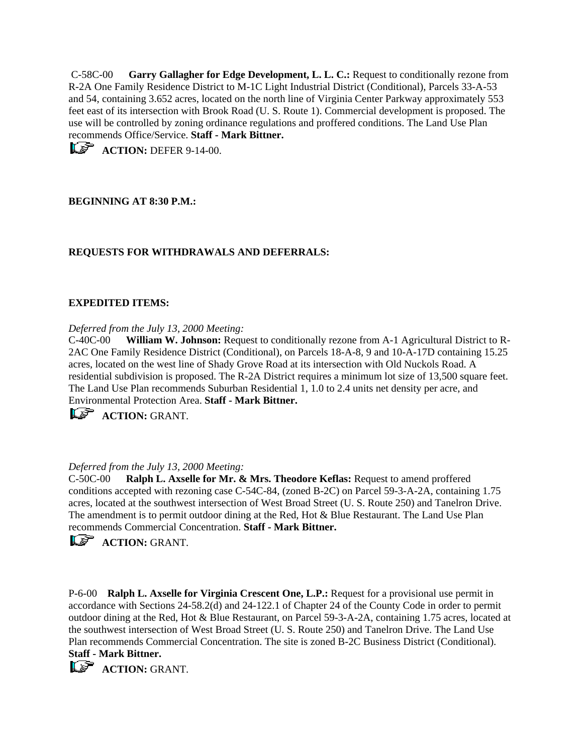C-58C-00 **Garry Gallagher for Edge Development, L. L. C.:** Request to conditionally rezone from R-2A One Family Residence District to M-1C Light Industrial District (Conditional), Parcels 33-A-53 and 54, containing 3.652 acres, located on the north line of Virginia Center Parkway approximately 553 feet east of its intersection with Brook Road (U. S. Route 1). Commercial development is proposed. The use will be controlled by zoning ordinance regulations and proffered conditions. The Land Use Plan recommends Office/Service. **Staff - Mark Bittner.**

☞ **ACTION:** DEFER 9-14-00.

**BEGINNING AT 8:30 P.M.:**

**REQUESTS FOR WITHDRAWALS AND DEFERRALS:**

**EXPEDITED ITEMS:**

*Deferred from the July 13, 2000 Meeting:*
C-40C-00 **William W. Johnson:** Request to conditionally rezone from A-1 Agricultural District to R-2AC One Family Residence District (Conditional), on Parcels 18-A-8, 9 and 10-A-17D containing 15.25 acres, located on the west line of Shady Grove Road at its intersection with Old Nuckols Road. A residential subdivision is proposed. The R-2A District requires a minimum lot size of 13,500 square feet. The Land Use Plan recommends Suburban Residential 1, 1.0 to 2.4 units net density per acre, and Environmental Protection Area. **Staff - Mark Bittner.**

☞ **ACTION:** GRANT.

*Deferred from the July 13, 2000 Meeting:*
C-50C-00 **Ralph L. Axselle for Mr. & Mrs. Theodore Keflas:** Request to amend proffered conditions accepted with rezoning case C-54C-84, (zoned B-2C) on Parcel 59-3-A-2A, containing 1.75 acres, located at the southwest intersection of West Broad Street (U. S. Route 250) and Tanelron Drive. The amendment is to permit outdoor dining at the Red, Hot & Blue Restaurant. The Land Use Plan recommends Commercial Concentration. **Staff - Mark Bittner.**

☞ **ACTION:** GRANT.

P-6-00 **Ralph L. Axselle for Virginia Crescent One, L.P.:** Request for a provisional use permit in accordance with Sections 24-58.2(d) and 24-122.1 of Chapter 24 of the County Code in order to permit outdoor dining at the Red, Hot & Blue Restaurant, on Parcel 59-3-A-2A, containing 1.75 acres, located at the southwest intersection of West Broad Street (U. S. Route 250) and Tanelron Drive. The Land Use Plan recommends Commercial Concentration. The site is zoned B-2C Business District (Conditional). **Staff - Mark Bittner.**

☞ **ACTION:** GRANT.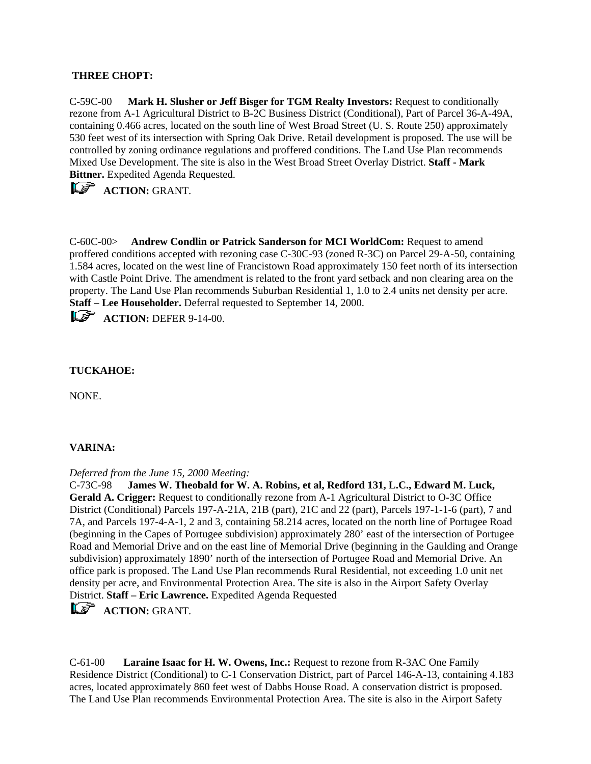**THREE CHOPT:**

C-59C-00 **Mark H. Slusher or Jeff Bisger for TGM Realty Investors:** Request to conditionally rezone from A-1 Agricultural District to B-2C Business District (Conditional), Part of Parcel 36-A-49A, containing 0.466 acres, located on the south line of West Broad Street (U. S. Route 250) approximately 530 feet west of its intersection with Spring Oak Drive. Retail development is proposed. The use will be controlled by zoning ordinance regulations and proffered conditions. The Land Use Plan recommends Mixed Use Development. The site is also in the West Broad Street Overlay District. **Staff - Mark Bittner.** Expedited Agenda Requested.

☞ **ACTION:** GRANT.

C-60C-00> **Andrew Condlin or Patrick Sanderson for MCI WorldCom:** Request to amend proffered conditions accepted with rezoning case C-30C-93 (zoned R-3C) on Parcel 29-A-50, containing 1.584 acres, located on the west line of Francistown Road approximately 150 feet north of its intersection with Castle Point Drive. The amendment is related to the front yard setback and non clearing area on the property. The Land Use Plan recommends Suburban Residential 1, 1.0 to 2.4 units net density per acre. **Staff – Lee Householder.** Deferral requested to September 14, 2000.

☞ **ACTION:** DEFER 9-14-00.

**TUCKAHOE:**

NONE.

**VARINA:**

*Deferred from the June 15, 2000 Meeting:*
C-73C-98 **James W. Theobald for W. A. Robins, et al, Redford 131, L.C., Edward M. Luck, Gerald A. Crigger:** Request to conditionally rezone from A-1 Agricultural District to O-3C Office District (Conditional) Parcels 197-A-21A, 21B (part), 21C and 22 (part), Parcels 197-1-1-6 (part), 7 and 7A, and Parcels 197-4-A-1, 2 and 3, containing 58.214 acres, located on the north line of Portugee Road (beginning in the Capes of Portugee subdivision) approximately 280' east of the intersection of Portugee Road and Memorial Drive and on the east line of Memorial Drive (beginning in the Gaulding and Orange subdivision) approximately 1890' north of the intersection of Portugee Road and Memorial Drive. An office park is proposed. The Land Use Plan recommends Rural Residential, not exceeding 1.0 unit net density per acre, and Environmental Protection Area. The site is also in the Airport Safety Overlay District. **Staff – Eric Lawrence.** Expedited Agenda Requested

☞ **ACTION:** GRANT.

C-61-00 **Laraine Isaac for H. W. Owens, Inc.:** Request to rezone from R-3AC One Family Residence District (Conditional) to C-1 Conservation District, part of Parcel 146-A-13, containing 4.183 acres, located approximately 860 feet west of Dabbs House Road. A conservation district is proposed. The Land Use Plan recommends Environmental Protection Area. The site is also in the Airport Safety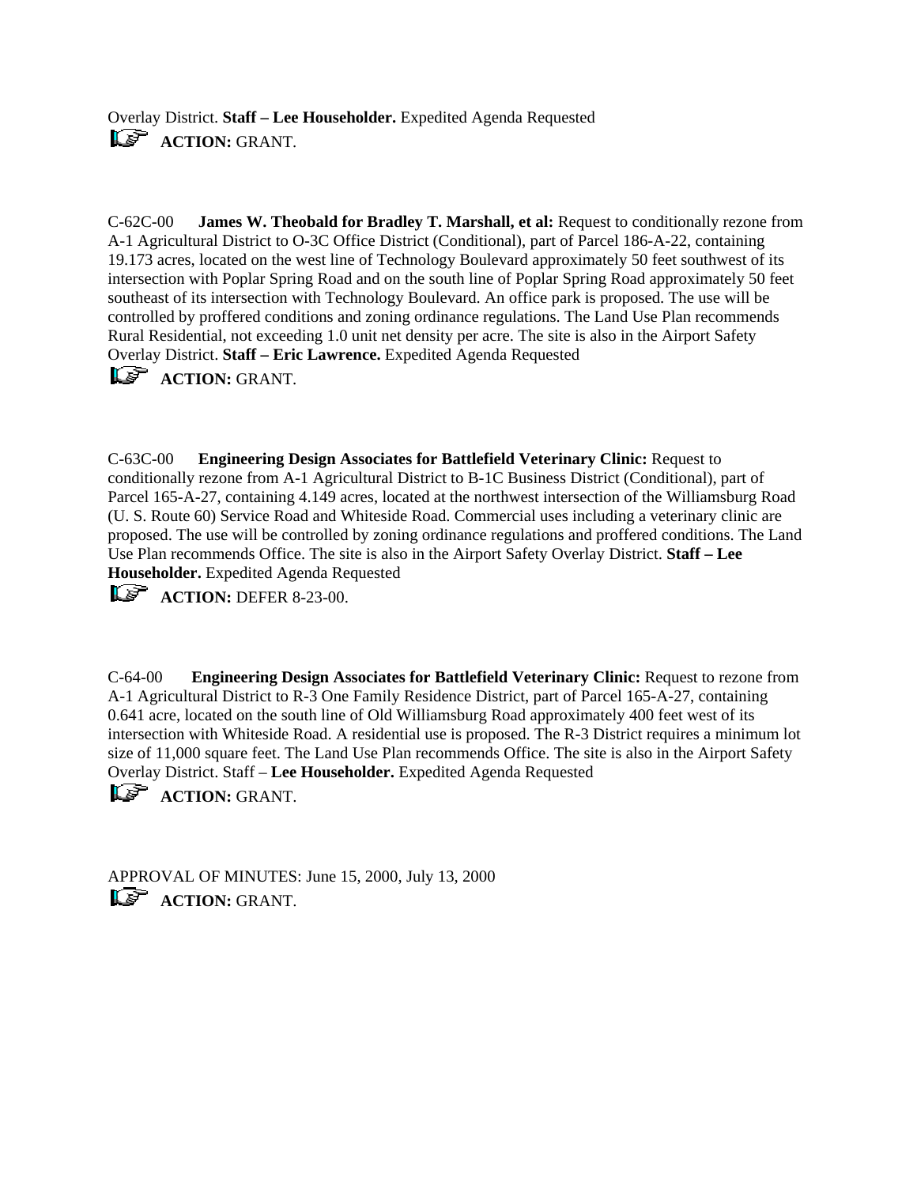Overlay District. **Staff – Lee Householder.** Expedited Agenda Requested

☞ **ACTION:** GRANT.

C-62C-00 **James W. Theobald for Bradley T. Marshall, et al:** Request to conditionally rezone from A-1 Agricultural District to O-3C Office District (Conditional), part of Parcel 186-A-22, containing 19.173 acres, located on the west line of Technology Boulevard approximately 50 feet southwest of its intersection with Poplar Spring Road and on the south line of Poplar Spring Road approximately 50 feet southeast of its intersection with Technology Boulevard. An office park is proposed. The use will be controlled by proffered conditions and zoning ordinance regulations. The Land Use Plan recommends Rural Residential, not exceeding 1.0 unit net density per acre. The site is also in the Airport Safety Overlay District. **Staff – Eric Lawrence.** Expedited Agenda Requested

☞ **ACTION:** GRANT.

C-63C-00 **Engineering Design Associates for Battlefield Veterinary Clinic:** Request to conditionally rezone from A-1 Agricultural District to B-1C Business District (Conditional), part of Parcel 165-A-27, containing 4.149 acres, located at the northwest intersection of the Williamsburg Road (U. S. Route 60) Service Road and Whiteside Road. Commercial uses including a veterinary clinic are proposed. The use will be controlled by zoning ordinance regulations and proffered conditions. The Land Use Plan recommends Office. The site is also in the Airport Safety Overlay District. **Staff – Lee Householder.** Expedited Agenda Requested

☞ **ACTION:** DEFER 8-23-00.

C-64-00 **Engineering Design Associates for Battlefield Veterinary Clinic:** Request to rezone from A-1 Agricultural District to R-3 One Family Residence District, part of Parcel 165-A-27, containing 0.641 acre, located on the south line of Old Williamsburg Road approximately 400 feet west of its intersection with Whiteside Road. A residential use is proposed. The R-3 District requires a minimum lot size of 11,000 square feet. The Land Use Plan recommends Office. The site is also in the Airport Safety Overlay District. Staff – **Lee Householder.** Expedited Agenda Requested

☞ **ACTION:** GRANT.

APPROVAL OF MINUTES: June 15, 2000, July 13, 2000

☞ **ACTION:** GRANT.